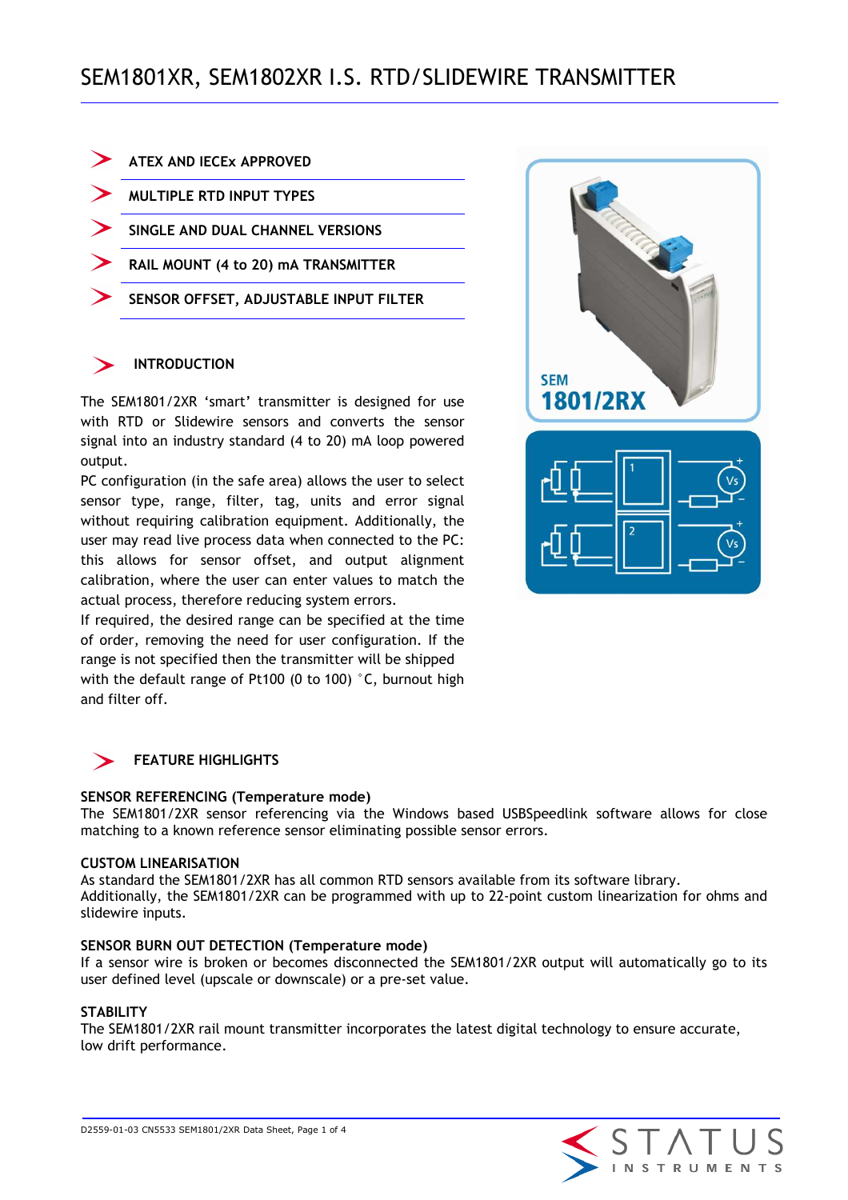# SEM1801XR, SEM1802XR I.S. RTD/SLIDEWIRE TRANSMITTER

- ATEX AND IECEx APPROVED
- MULTIPLE RTD INPUT TYPES
- SINGLE AND DUAL CHANNEL VERSIONS
- RAIL MOUNT (4 to 20) mA TRANSMITTER
- SENSOR OFFSET, ADJUSTABLE INPUT FILTER

## INTRODUCTION

The SEM1801/2XR 'smart' transmitter is designed for use with RTD or Slidewire sensors and converts the sensor signal into an industry standard (4 to 20) mA loop powered output.

PC configuration (in the safe area) allows the user to select sensor type, range, filter, tag, units and error signal without requiring calibration equipment. Additionally, the user may read live process data when connected to the PC: this allows for sensor offset, and output alignment calibration, where the user can enter values to match the actual process, therefore reducing system errors.

If required, the desired range can be specified at the time of order, removing the need for user configuration. If the range is not specified then the transmitter will be shipped with the default range of Pt100 (0 to 100) °C, burnout high and filter off.

## FEATURE HIGHLIGHTS

**SENSOR REFERENCING (Temperature mode)**

The SEM1801/2XR sensor referencing via the Windows based USBSpeedlink software allows for close matching to a known reference sensor eliminating possible sensor errors.

**CUSTOM LINEARISATION**

As standard the SEM1801/2XR has all common RTD sensors available from its software library. Additionally, the SEM1801/2XR can be programmed with up to 22-point custom linearization for ohms and slidewire inputs.

**SENSOR BURN OUT DETECTION (Temperature mode)**

If a sensor wire is broken or becomes disconnected the SEM1801/2XR output will automatically go to its user defined level (upscale or downscale) or a pre-set value.

**STABILITY**

The SEM1801/2XR rail mount transmitter incorporates the latest digital technology to ensure accurate, low drift performance.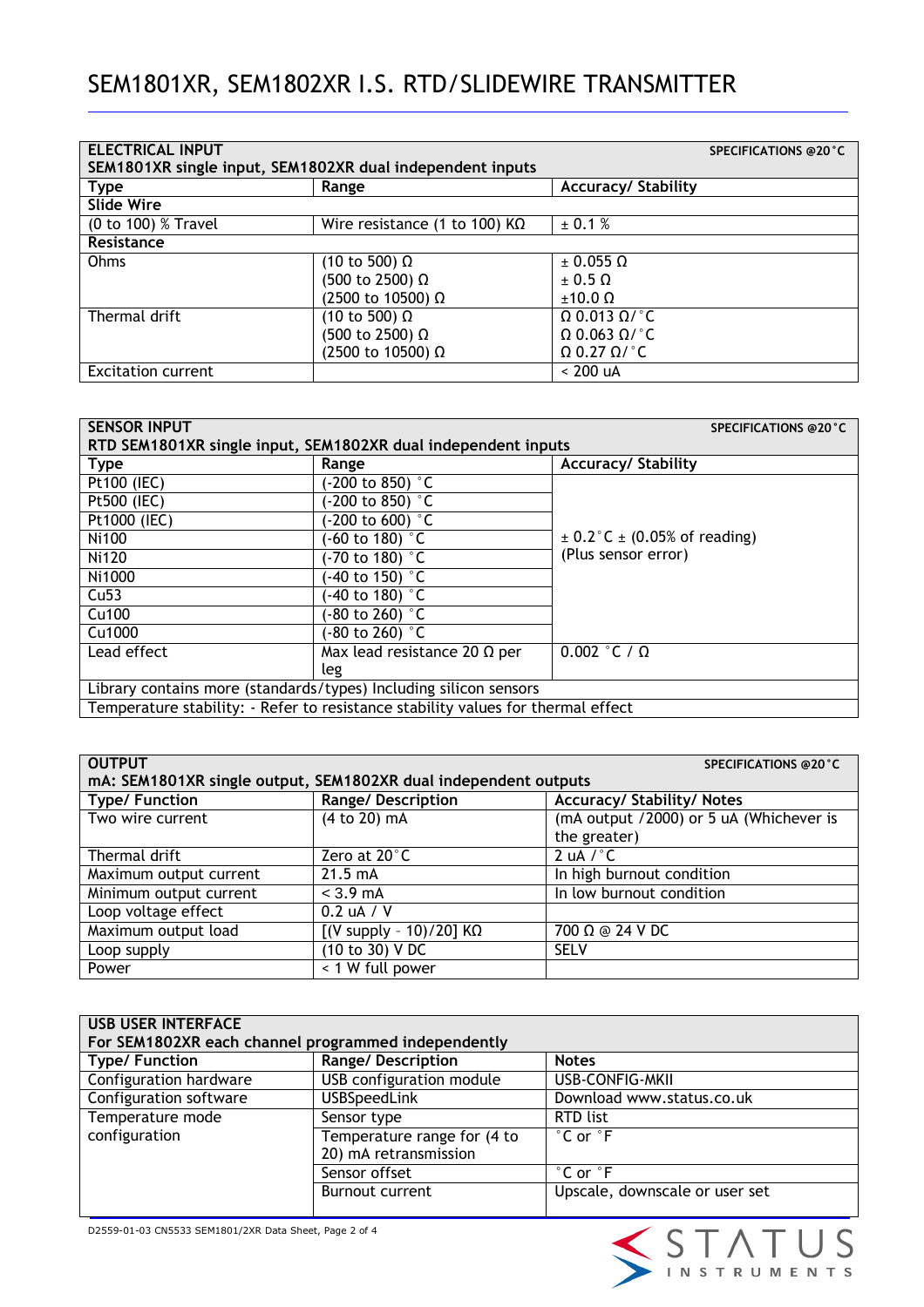# SEM1801XR, SEM1802XR I.S. RTD/SLIDEWIRE TRANSMITTER

| ELECTRICAL INPUT SEM1801XR single input, SEM1802XR dual independent inputs | | SPECIFICATIONS @20˚C |
|---|---|---|
| **Type** | **Range** | **Accuracy/ Stability** |
| **Slide Wire** | | |
| (0 to 100) % Travel | Wire resistance (1 to 100) KΩ | ± 0.1 % |
| **Resistance** | | |
| Ohms | (10 to 500) Ω<br>(500 to 2500) Ω<br>(2500 to 10500) Ω | ± 0.055 Ω<br>± 0.5 Ω<br>±10.0 Ω |
| Thermal drift | (10 to 500) Ω<br>(500 to 2500) Ω<br>(2500 to 10500) Ω | Ω 0.013 Ω/˚C<br>Ω 0.063 Ω/˚C<br>Ω 0.27 Ω/˚C |
| Excitation current | | < 200 uA |

| SENSOR INPUT RTD SEM1801XR single input, SEM1802XR dual independent inputs | | SPECIFICATIONS @20˚C |
|---|---|---|
| **Type** | **Range** | **Accuracy/ Stability** |
| Pt100 (IEC) | (-200 to 850) ˚C | ± 0.2˚C ± (0.05% of reading) (Plus sensor error) |
| Pt500 (IEC) | (-200 to 850) ˚C | |
| Pt1000 (IEC) | (-200 to 600) ˚C | |
| Ni100 | (-60 to 180) ˚C | |
| Ni120 | (-70 to 180) ˚C | |
| Ni1000 | (-40 to 150) ˚C | |
| Cu53 | (-40 to 180) ˚C | |
| Cu100 | (-80 to 260) ˚C | |
| Cu1000 | (-80 to 260) ˚C | |
| Lead effect | Max lead resistance 20 Ω per leg | 0.002 ˚C / Ω |
| Library contains more (standards/types) Including silicon sensors | | |
| Temperature stability: - Refer to resistance stability values for thermal effect | | |

| OUTPUT mA: SEM1801XR single output, SEM1802XR dual independent outputs | | SPECIFICATIONS @20˚C |
|---|---|---|
| **Type/ Function** | **Range/ Description** | **Accuracy/ Stability/ Notes** |
| Two wire current | (4 to 20) mA | (mA output /2000) or 5 uA (Whichever is the greater) |
| Thermal drift | Zero at 20˚C | 2 uA /˚C |
| Maximum output current | 21.5 mA | In high burnout condition |
| Minimum output current | < 3.9 mA | In low burnout condition |
| Loop voltage effect | 0.2 uA / V | |
| Maximum output load | [(V supply - 10)/20] KΩ | 700 Ω @ 24 V DC |
| Loop supply | (10 to 30) V DC | SELV |
| Power | < 1 W full power | |

| USB USER INTERFACE For SEM1802XR each channel programmed independently | | |
|---|---|---|
| **Type/ Function** | **Range/ Description** | **Notes** |
| Configuration hardware | USB configuration module | USB-CONFIG-MKII |
| Configuration software | USBSpeedLink | Download www.status.co.uk |
| Temperature mode configuration | Sensor type | RTD list |
| | Temperature range for (4 to 20) mA retransmission | ˚C or ˚F |
| | Sensor offset | ˚C or ˚F |
| | Burnout current | Upscale, downscale or user set |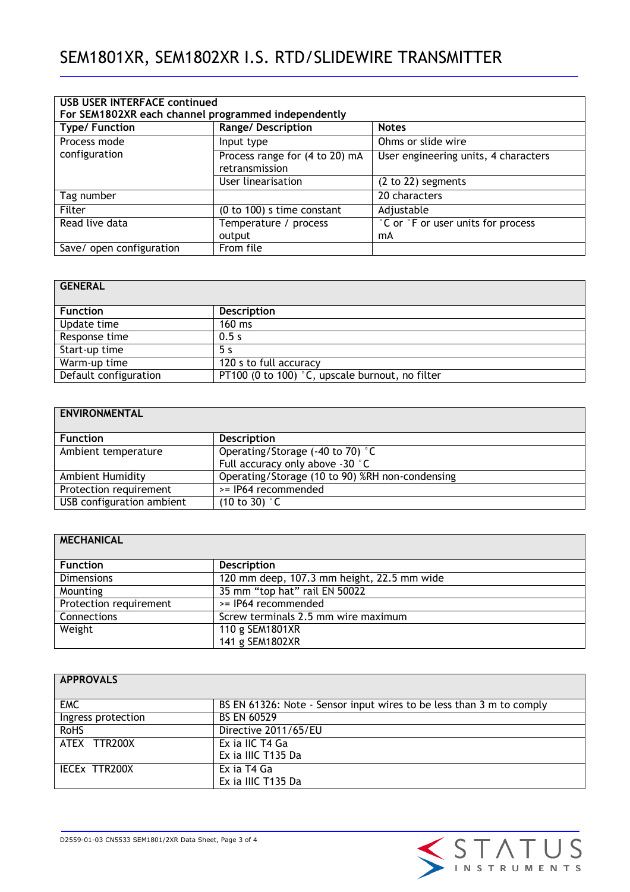| USB USER INTERFACE continued<br>For SEM1802XR each channel programmed independently | | |
|---|---|---|
| **Type/ Function** | **Range/ Description** | **Notes** |
| Process mode configuration | Input type | Ohms or slide wire |
| | Process range for (4 to 20) mA retransmission | User engineering units, 4 characters |
| | User linearisation | (2 to 22) segments |
| Tag number | | 20 characters |
| Filter | (0 to 100) s time constant | Adjustable |
| Read live data | Temperature / process output | °C or °F or user units for process mA |
| Save/ open configuration | From file | |

| GENERAL | |
|---|---|
| **Function** | **Description** |
| Update time | 160 ms |
| Response time | 0.5 s |
| Start-up time | 5 s |
| Warm-up time | 120 s to full accuracy |
| Default configuration | PT100 (0 to 100) °C, upscale burnout, no filter |

| ENVIRONMENTAL | |
|---|---|
| **Function** | **Description** |
| Ambient temperature | Operating/Storage (-40 to 70) °C<br>Full accuracy only above -30 °C |
| Ambient Humidity | Operating/Storage (10 to 90) %RH non-condensing |
| Protection requirement | >= IP64 recommended |
| USB configuration ambient | (10 to 30) °C |

| MECHANICAL | |
|---|---|
| **Function** | **Description** |
| Dimensions | 120 mm deep, 107.3 mm height, 22.5 mm wide |
| Mounting | 35 mm “top hat” rail EN 50022 |
| Protection requirement | >= IP64 recommended |
| Connections | Screw terminals 2.5 mm wire maximum |
| Weight | 110 g SEM1801XR<br>141 g SEM1802XR |

| APPROVALS | |
|---|---|
| EMC | BS EN 61326: Note - Sensor input wires to be less than 3 m to comply |
| Ingress protection | BS EN 60529 |
| RoHS | Directive 2011/65/EU |
| ATEX TTR200X | Ex ia IIC T4 Ga<br>Ex ia IIIC T135 Da |
| IECEx TTR200X | Ex ia T4 Ga<br>Ex ia IIIC T135 Da |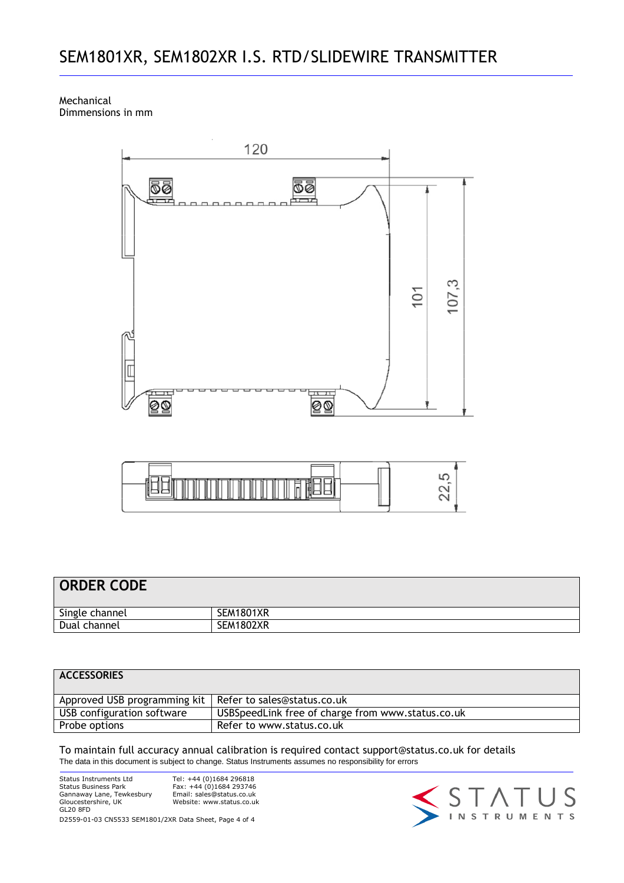# SEM1801XR, SEM1802XR I.S. RTD/SLIDEWIRE TRANSMITTER

Mechanical
Dimmensions in mm

120

101

107,3

22,5

| ORDER CODE | |
|---|---|
| Single channel | SEM1801XR |
| Dual channel | SEM1802XR |

| ACCESSORIES | |
|---|---|
| Approved USB programming kit | Refer to sales@status.co.uk |
| USB configuration software | USBSpeedLink free of charge from www.status.co.uk |
| Probe options | Refer to www.status.co.uk |

To maintain full accuracy annual calibration is required contact support@status.co.uk for details

The data in this document is subject to change. Status Instruments assumes no responsibility for errors

Status Instruments Ltd
Status Business Park
Gannaway Lane, Tewkesbury
Gloucestershire, UK
GL20 8FD

Tel: +44 (0)1684 296818
Fax: +44 (0)1684 293746
Email: sales@status.co.uk
Website: www.status.co.uk

D2559-01-03 CN5533 SEM1801/2XR Data Sheet, Page 4 of 4